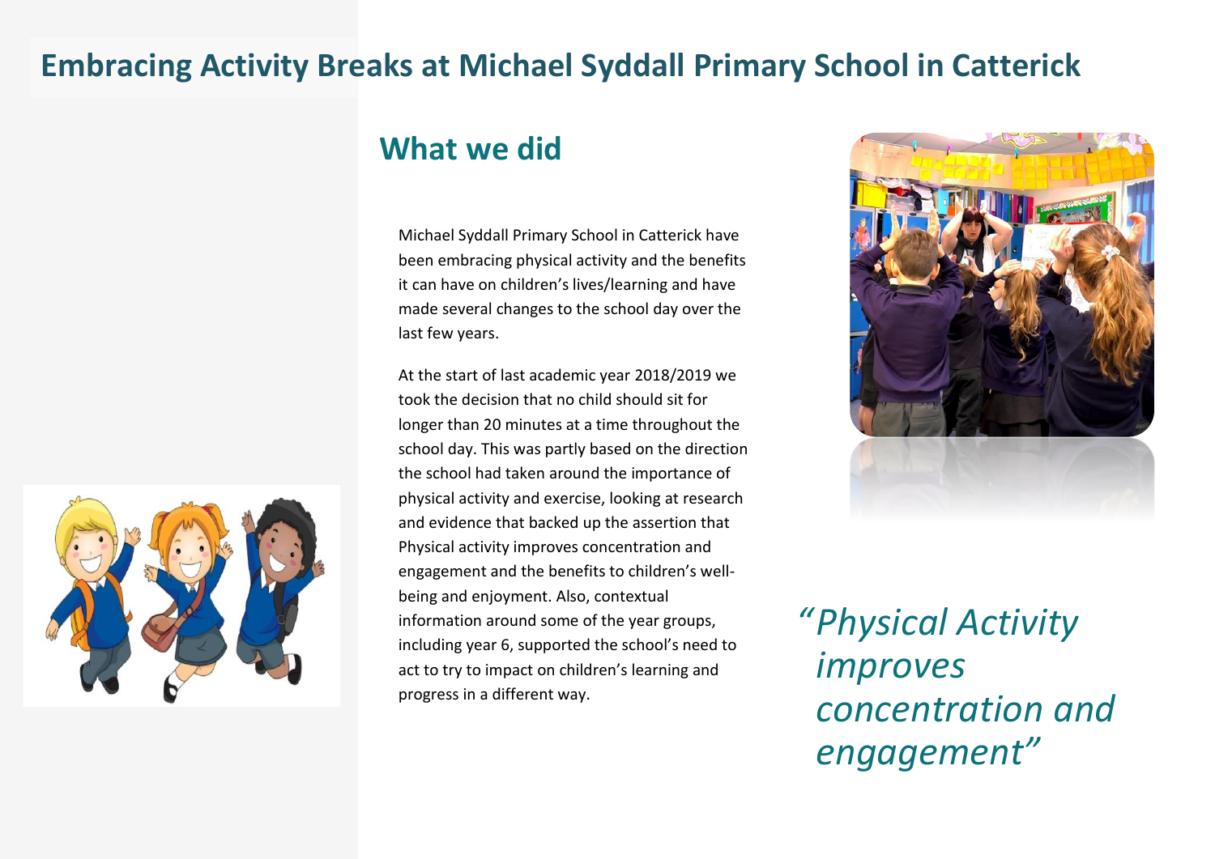# Embracing Activity Breaks at Michael Syddall Primary School in Catterick

## What we did

Michael Syddall Primary School in Catterick have been embracing physical activity and the benefits it can have on children's lives/learning and have made several changes to the school day over the last few years.

At the start of last academic year 2018/2019 we took the decision that no child should sit for longer than 20 minutes at a time throughout the school day. This was partly based on the direction the school had taken around the importance of physical activity and exercise, looking at research and evidence that backed up the assertion that Physical activity improves concentration and engagement and the benefits to children's well-being and enjoyment. Also, contextual information around some of the year groups, including year 6, supported the school's need to act to try to impact on children's learning and progress in a different way.

*"Physical Activity improves concentration and engagement"*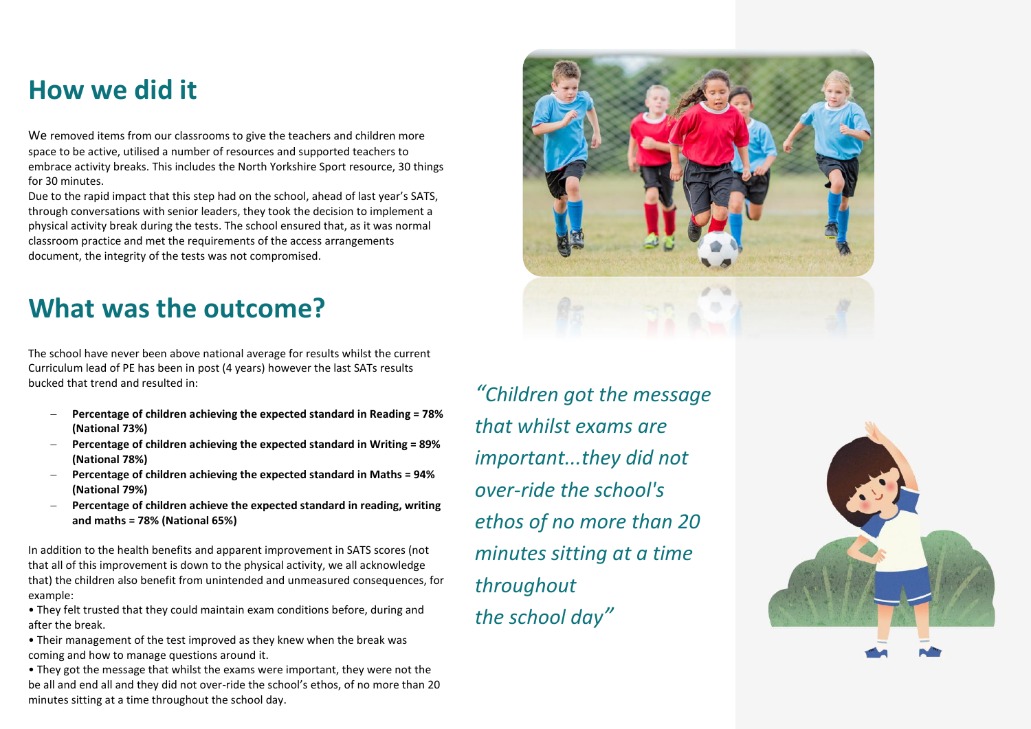## How we did it

We removed items from our classrooms to give the teachers and children more space to be active, utilised a number of resources and supported teachers to embrace activity breaks. This includes the North Yorkshire Sport resource, 30 things for 30 minutes.

Due to the rapid impact that this step had on the school, ahead of last year's SATS, through conversations with senior leaders, they took the decision to implement a physical activity break during the tests. The school ensured that, as it was normal classroom practice and met the requirements of the access arrangements document, the integrity of the tests was not compromised.

## What was the outcome?

The school have never been above national average for results whilst the current Curriculum lead of PE has been in post (4 years) however the last SATs results bucked that trend and resulted in:

- **Percentage of children achieving the expected standard in Reading = 78% (National 73%)**
- **Percentage of children achieving the expected standard in Writing = 89% (National 78%)**
- **Percentage of children achieving the expected standard in Maths = 94% (National 79%)**
- **Percentage of children achieve the expected standard in reading, writing and maths = 78% (National 65%)**

In addition to the health benefits and apparent improvement in SATS scores (not that all of this improvement is down to the physical activity, we all acknowledge that) the children also benefit from unintended and unmeasured consequences, for example:

- They felt trusted that they could maintain exam conditions before, during and after the break.
- Their management of the test improved as they knew when the break was coming and how to manage questions around it.
- They got the message that whilst the exams were important, they were not the be all and end all and they did not over-ride the school's ethos, of no more than 20 minutes sitting at a time throughout the school day.

*"Children got the message that whilst exams are important...they did not over-ride the school's ethos of no more than 20 minutes sitting at a time throughout the school day"*